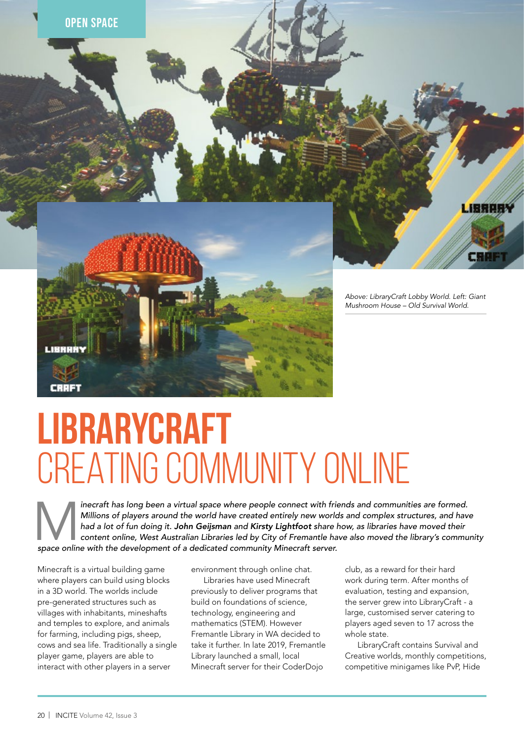Above: LibraryCraft Lobby World. Left: Giant Mushroom House – Old Survival World.

# LIBRARYCRAFT

## CREATING COMMUNITY ONLINE

*Minecraft has long been a virtual space where people connect with friends and communities are formed. Millions of players around the world have created entirely new worlds and complex structures, and have had a lot of fun doing it.* ***John Geijsman*** *and* ***Kirsty Lightfoot*** *share how, as libraries have moved their content online, West Australian Libraries led by City of Fremantle have also moved the library's community space online with the development of a dedicated community Minecraft server.*

Minecraft is a virtual building game where players can build using blocks in a 3D world. The worlds include pre-generated structures such as villages with inhabitants, mineshafts and temples to explore, and animals for farming, including pigs, sheep, cows and sea life. Traditionally a single player game, players are able to interact with other players in a server environment through online chat.

Libraries have used Minecraft previously to deliver programs that build on foundations of science, technology, engineering and mathematics (STEM). However Fremantle Library in WA decided to take it further. In late 2019, Fremantle Library launched a small, local Minecraft server for their CoderDojo club, as a reward for their hard work during term. After months of evaluation, testing and expansion, the server grew into LibraryCraft - a large, customised server catering to players aged seven to 17 across the whole state.

LibraryCraft contains Survival and Creative worlds, monthly competitions, competitive minigames like PvP, Hide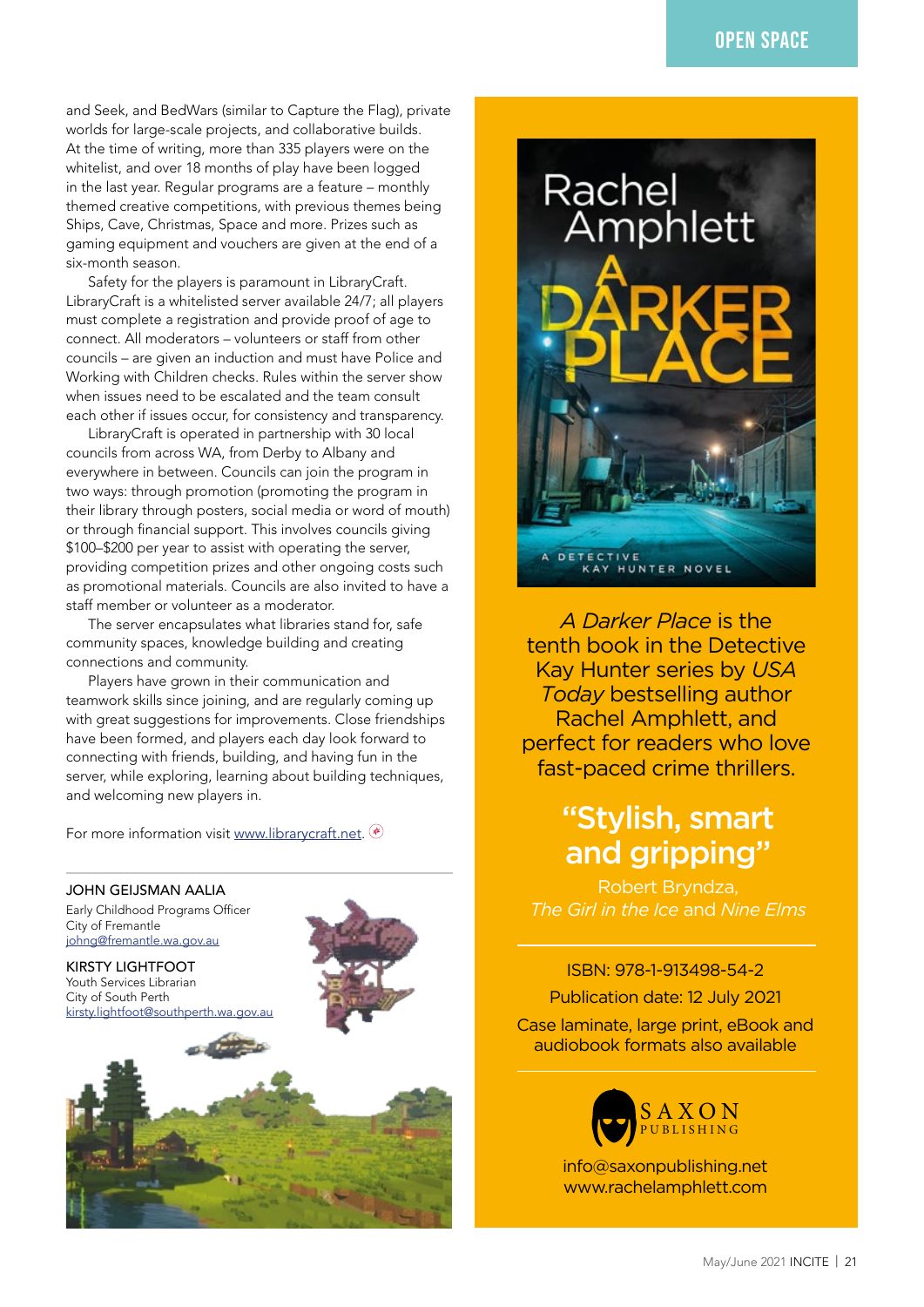and Seek, and BedWars (similar to Capture the Flag), private worlds for large-scale projects, and collaborative builds. At the time of writing, more than 335 players were on the whitelist, and over 18 months of play have been logged in the last year. Regular programs are a feature – monthly themed creative competitions, with previous themes being Ships, Cave, Christmas, Space and more. Prizes such as gaming equipment and vouchers are given at the end of a six-month season.

Safety for the players is paramount in LibraryCraft. LibraryCraft is a whitelisted server available 24/7; all players must complete a registration and provide proof of age to connect. All moderators – volunteers or staff from other councils – are given an induction and must have Police and Working with Children checks. Rules within the server show when issues need to be escalated and the team consult each other if issues occur, for consistency and transparency.

LibraryCraft is operated in partnership with 30 local councils from across WA, from Derby to Albany and everywhere in between. Councils can join the program in two ways: through promotion (promoting the program in their library through posters, social media or word of mouth) or through financial support. This involves councils giving $100–$200 per year to assist with operating the server, providing competition prizes and other ongoing costs such as promotional materials. Councils are also invited to have a staff member or volunteer as a moderator.

The server encapsulates what libraries stand for, safe community spaces, knowledge building and creating connections and community.

Players have grown in their communication and teamwork skills since joining, and are regularly coming up with great suggestions for improvements. Close friendships have been formed, and players each day look forward to connecting with friends, building, and having fun in the server, while exploring, learning about building techniques, and welcoming new players in.

For more information visit www.librarycraft.net.

---

JOHN GEIJSMAN AALIA
Early Childhood Programs Officer
City of Fremantle
johng@fremantle.wa.gov.au

KIRSTY LIGHTFOOT
Youth Services Librarian
City of South Perth
kirsty.lightfoot@southperth.wa.gov.au

---

Rachel Amphlett
A DARKER PLACE
A DETECTIVE KAY HUNTER NOVEL

*A Darker Place* is the tenth book in the Detective Kay Hunter series by *USA Today* bestselling author Rachel Amphlett, and perfect for readers who love fast-paced crime thrillers.

**"Stylish, smart and gripping"**

Robert Bryndza,
*The Girl in the Ice* and *Nine Elms*

ISBN: 978-1-913498-54-2

Publication date: 12 July 2021

Case laminate, large print, eBook and audiobook formats also available

SAXON PUBLISHING

info@saxonpublishing.net
www.rachelamphlett.com